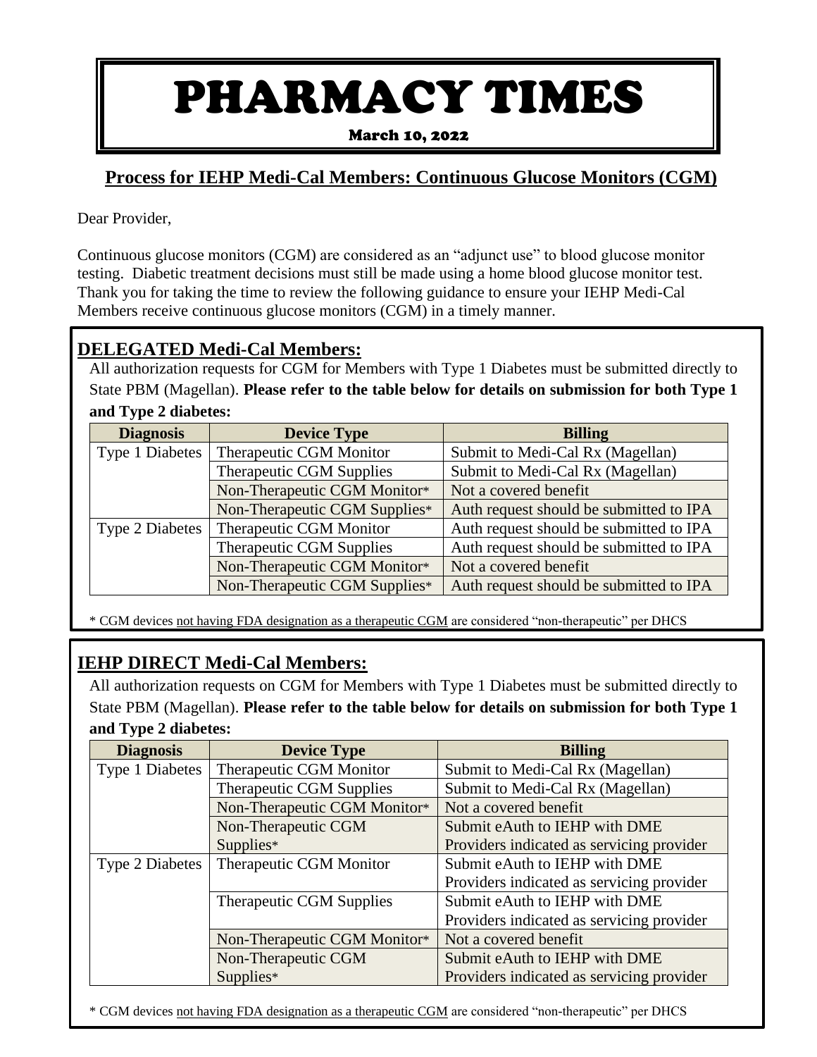# PHARMACY TIMES

March 10, 2022

## Process for IEHP Medi-Cal Members: Continuous Glucose Monitors (CGM)

Dear Provider,

Continuous glucose monitors (CGM) are considered as an "adjunct use" to blood glucose monitor testing. Diabetic treatment decisions must still be made using a home blood glucose monitor test. Thank you for taking the time to review the following guidance to ensure your IEHP Medi-Cal Members receive continuous glucose monitors (CGM) in a timely manner.

### DELEGATED Medi-Cal Members:

All authorization requests for CGM for Members with Type 1 Diabetes must be submitted directly to State PBM (Magellan). **Please refer to the table below for details on submission for both Type 1 and Type 2 diabetes:**

| Diagnosis | Device Type | Billing |
|---|---|---|
| Type 1 Diabetes | Therapeutic CGM Monitor | Submit to Medi-Cal Rx (Magellan) |
| | Therapeutic CGM Supplies | Submit to Medi-Cal Rx (Magellan) |
| | Non-Therapeutic CGM Monitor* | Not a covered benefit |
| | Non-Therapeutic CGM Supplies* | Auth request should be submitted to IPA |
| Type 2 Diabetes | Therapeutic CGM Monitor | Auth request should be submitted to IPA |
| | Therapeutic CGM Supplies | Auth request should be submitted to IPA |
| | Non-Therapeutic CGM Monitor* | Not a covered benefit |
| | Non-Therapeutic CGM Supplies* | Auth request should be submitted to IPA |

* CGM devices not having FDA designation as a therapeutic CGM are considered "non-therapeutic" per DHCS

### IEHP DIRECT Medi-Cal Members:

All authorization requests on CGM for Members with Type 1 Diabetes must be submitted directly to State PBM (Magellan). **Please refer to the table below for details on submission for both Type 1 and Type 2 diabetes:**

| Diagnosis | Device Type | Billing |
|---|---|---|
| Type 1 Diabetes | Therapeutic CGM Monitor | Submit to Medi-Cal Rx (Magellan) |
| | Therapeutic CGM Supplies | Submit to Medi-Cal Rx (Magellan) |
| | Non-Therapeutic CGM Monitor* | Not a covered benefit |
| | Non-Therapeutic CGM Supplies* | Submit eAuth to IEHP with DME Providers indicated as servicing provider |
| Type 2 Diabetes | Therapeutic CGM Monitor | Submit eAuth to IEHP with DME Providers indicated as servicing provider |
| | Therapeutic CGM Supplies | Submit eAuth to IEHP with DME Providers indicated as servicing provider |
| | Non-Therapeutic CGM Monitor* | Not a covered benefit |
| | Non-Therapeutic CGM Supplies* | Submit eAuth to IEHP with DME Providers indicated as servicing provider |

* CGM devices not having FDA designation as a therapeutic CGM are considered "non-therapeutic" per DHCS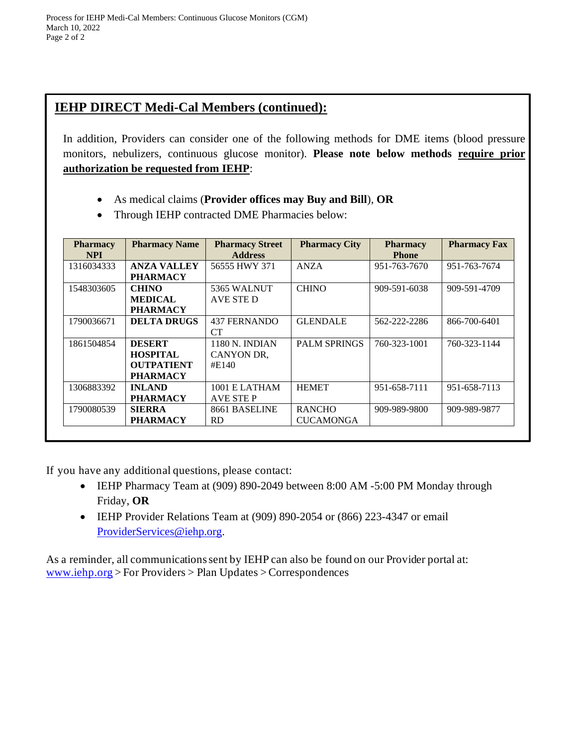## IEHP DIRECT Medi-Cal Members (continued):

In addition, Providers can consider one of the following methods for DME items (blood pressure monitors, nebulizers, continuous glucose monitor). **Please note below methods require prior authorization be requested from IEHP**:

- As medical claims (**Provider offices may Buy and Bill**), **OR**
- Through IEHP contracted DME Pharmacies below:

| Pharmacy NPI | Pharmacy Name | Pharmacy Street Address | Pharmacy City | Pharmacy Phone | Pharmacy Fax |
|---|---|---|---|---|---|
| 1316034333 | **ANZA VALLEY PHARMACY** | 56555 HWY 371 | ANZA | 951-763-7670 | 951-763-7674 |
| 1548303605 | **CHINO MEDICAL PHARMACY** | 5365 WALNUT AVE STE D | CHINO | 909-591-6038 | 909-591-4709 |
| 1790036671 | **DELTA DRUGS** | 437 FERNANDO CT | GLENDALE | 562-222-2286 | 866-700-6401 |
| 1861504854 | **DESERT HOSPITAL OUTPATIENT PHARMACY** | 1180 N. INDIAN CANYON DR, #E140 | PALM SPRINGS | 760-323-1001 | 760-323-1144 |
| 1306883392 | **INLAND PHARMACY** | 1001 E LATHAM AVE STE P | HEMET | 951-658-7111 | 951-658-7113 |
| 1790080539 | **SIERRA PHARMACY** | 8661 BASELINE RD | RANCHO CUCAMONGA | 909-989-9800 | 909-989-9877 |

If you have any additional questions, please contact:

- IEHP Pharmacy Team at (909) 890-2049 between 8:00 AM -5:00 PM Monday through Friday, **OR**
- IEHP Provider Relations Team at (909) 890-2054 or (866) 223-4347 or email ProviderServices@iehp.org.

As a reminder, all communications sent by IEHP can also be found on our Provider portal at: www.iehp.org > For Providers > Plan Updates > Correspondences